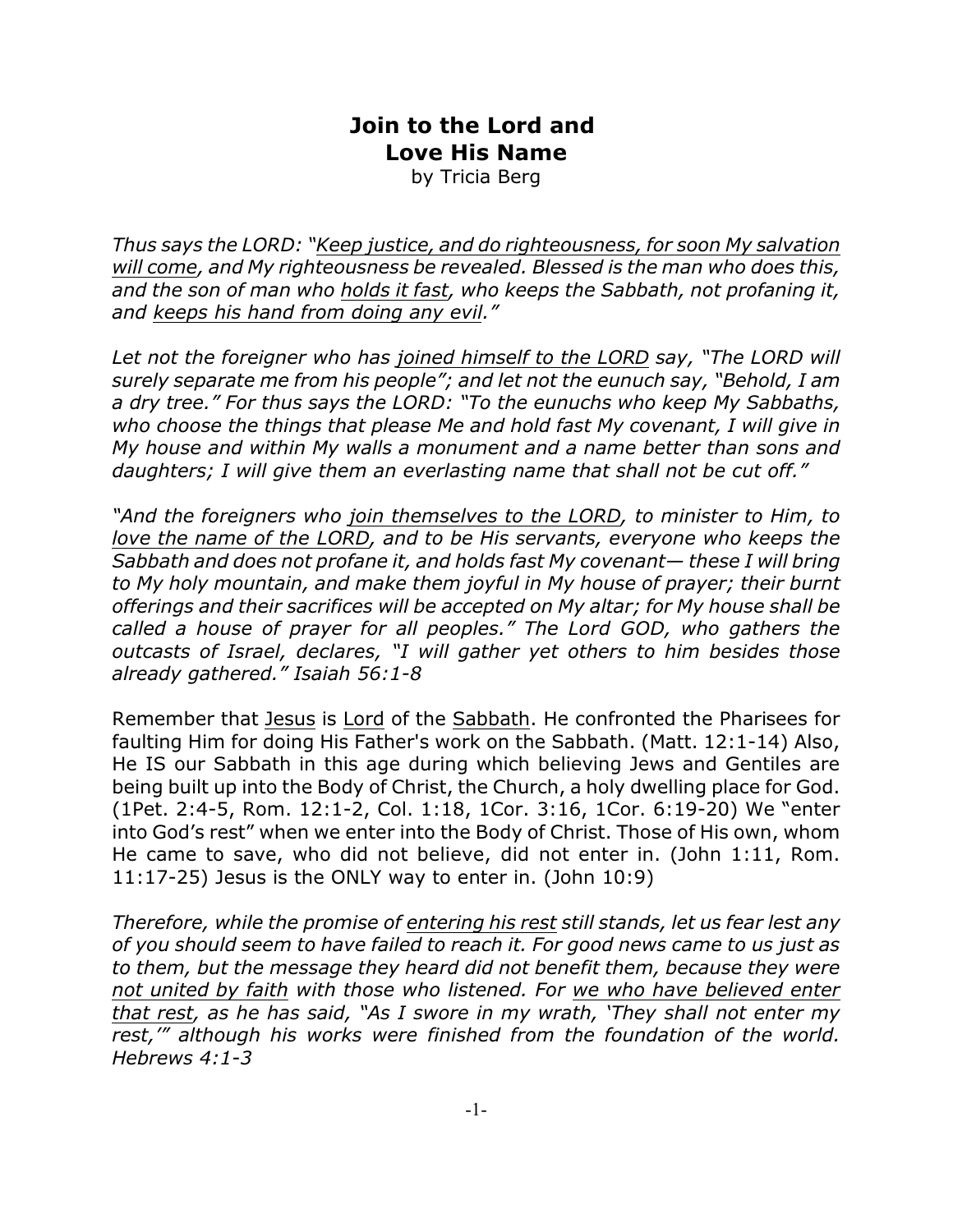# Join to the Lord and Love His Name

by Tricia Berg

*Thus says the LORD: "<u>Keep justice, and do righteousness, for soon My salvation will come</u>, and My righteousness be revealed. Blessed is the man who does this, and the son of man who <u>holds it fast</u>, who keeps the Sabbath, not profaning it, and <u>keeps his hand from doing any evil</u>."*

*Let not the foreigner who has <u>joined himself to the LORD</u> say, "The LORD will surely separate me from his people"; and let not the eunuch say, "Behold, I am a dry tree." For thus says the LORD: "To the eunuchs who keep My Sabbaths, who choose the things that please Me and hold fast My covenant, I will give in My house and within My walls a monument and a name better than sons and daughters; I will give them an everlasting name that shall not be cut off."*

*"And the foreigners who <u>join themselves to the LORD</u>, to minister to Him, to <u>love the name of the LORD</u>, and to be His servants, everyone who keeps the Sabbath and does not profane it, and holds fast My covenant— these I will bring to My holy mountain, and make them joyful in My house of prayer; their burnt offerings and their sacrifices will be accepted on My altar; for My house shall be called a house of prayer for all peoples." The Lord GOD, who gathers the outcasts of Israel, declares, "I will gather yet others to him besides those already gathered." Isaiah 56:1-8*

Remember that <u>Jesus</u> is <u>Lord</u> of the <u>Sabbath</u>. He confronted the Pharisees for faulting Him for doing His Father's work on the Sabbath. (Matt. 12:1-14) Also, He IS our Sabbath in this age during which believing Jews and Gentiles are being built up into the Body of Christ, the Church, a holy dwelling place for God. (1Pet. 2:4-5, Rom. 12:1-2, Col. 1:18, 1Cor. 3:16, 1Cor. 6:19-20) We "enter into God's rest" when we enter into the Body of Christ. Those of His own, whom He came to save, who did not believe, did not enter in. (John 1:11, Rom. 11:17-25) Jesus is the ONLY way to enter in. (John 10:9)

*Therefore, while the promise of <u>entering his rest</u> still stands, let us fear lest any of you should seem to have failed to reach it. For good news came to us just as to them, but the message they heard did not benefit them, because they were <u>not united by faith</u> with those who listened. For <u>we who have believed enter that rest</u>, as he has said, "As I swore in my wrath, 'They shall not enter my rest,'" although his works were finished from the foundation of the world. Hebrews 4:1-3*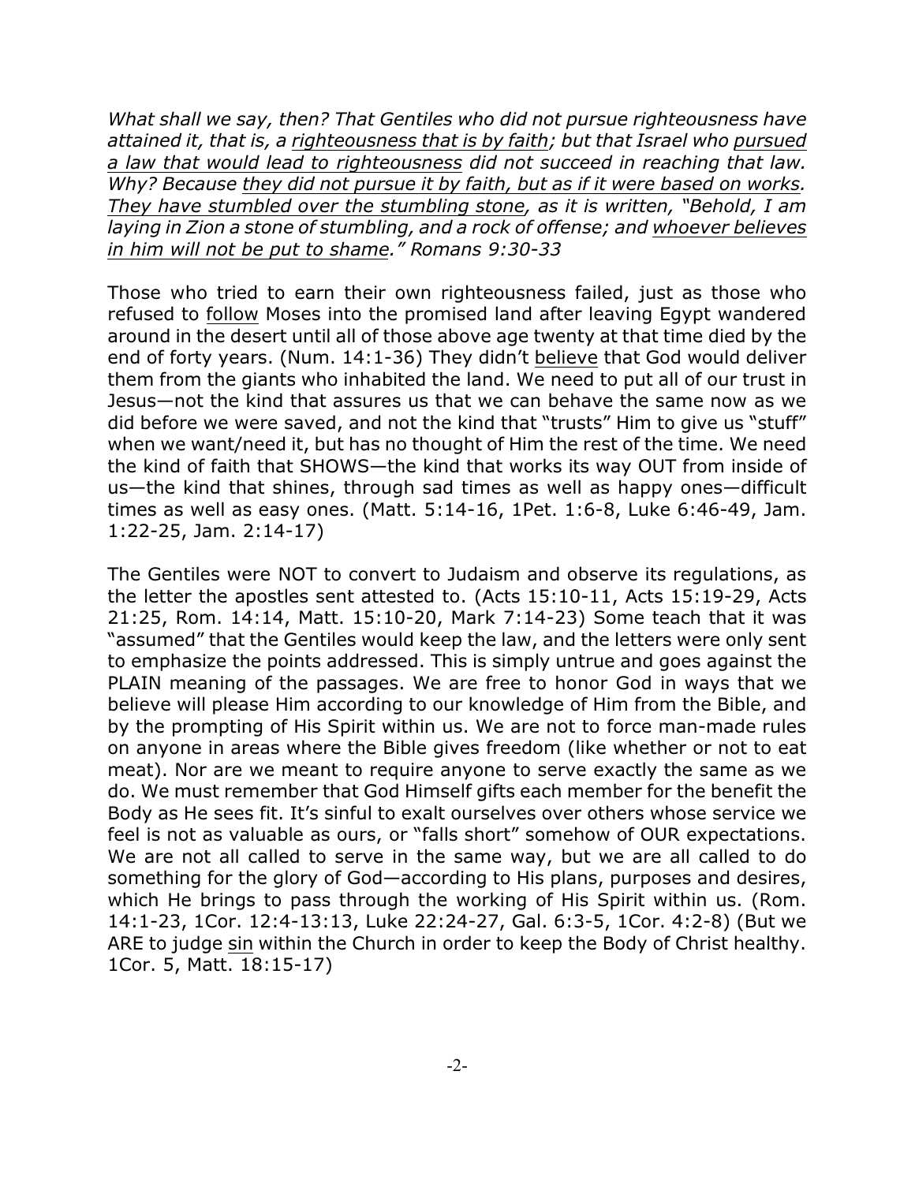*What shall we say, then? That Gentiles who did not pursue righteousness have attained it, that is, a <u>righteousness that is by faith</u>; but that Israel who <u>pursued a law that would lead to righteousness</u> did not succeed in reaching that law. Why? Because <u>they did not pursue it by faith, but as if it were based on works. They have stumbled over the stumbling stone</u>, as it is written, "Behold, I am laying in Zion a stone of stumbling, and a rock of offense; and <u>whoever believes in him will not be put to shame</u>." Romans 9:30-33*

Those who tried to earn their own righteousness failed, just as those who refused to <u>follow</u> Moses into the promised land after leaving Egypt wandered around in the desert until all of those above age twenty at that time died by the end of forty years. (Num. 14:1-36) They didn't <u>believe</u> that God would deliver them from the giants who inhabited the land. We need to put all of our trust in Jesus—not the kind that assures us that we can behave the same now as we did before we were saved, and not the kind that "trusts" Him to give us "stuff" when we want/need it, but has no thought of Him the rest of the time. We need the kind of faith that SHOWS—the kind that works its way OUT from inside of us—the kind that shines, through sad times as well as happy ones—difficult times as well as easy ones. (Matt. 5:14-16, 1Pet. 1:6-8, Luke 6:46-49, Jam. 1:22-25, Jam. 2:14-17)

The Gentiles were NOT to convert to Judaism and observe its regulations, as the letter the apostles sent attested to. (Acts 15:10-11, Acts 15:19-29, Acts 21:25, Rom. 14:14, Matt. 15:10-20, Mark 7:14-23) Some teach that it was "assumed" that the Gentiles would keep the law, and the letters were only sent to emphasize the points addressed. This is simply untrue and goes against the PLAIN meaning of the passages. We are free to honor God in ways that we believe will please Him according to our knowledge of Him from the Bible, and by the prompting of His Spirit within us. We are not to force man-made rules on anyone in areas where the Bible gives freedom (like whether or not to eat meat). Nor are we meant to require anyone to serve exactly the same as we do. We must remember that God Himself gifts each member for the benefit the Body as He sees fit. It's sinful to exalt ourselves over others whose service we feel is not as valuable as ours, or "falls short" somehow of OUR expectations. We are not all called to serve in the same way, but we are all called to do something for the glory of God—according to His plans, purposes and desires, which He brings to pass through the working of His Spirit within us. (Rom. 14:1-23, 1Cor. 12:4-13:13, Luke 22:24-27, Gal. 6:3-5, 1Cor. 4:2-8) (But we ARE to judge <u>sin</u> within the Church in order to keep the Body of Christ healthy. 1Cor. 5, Matt. 18:15-17)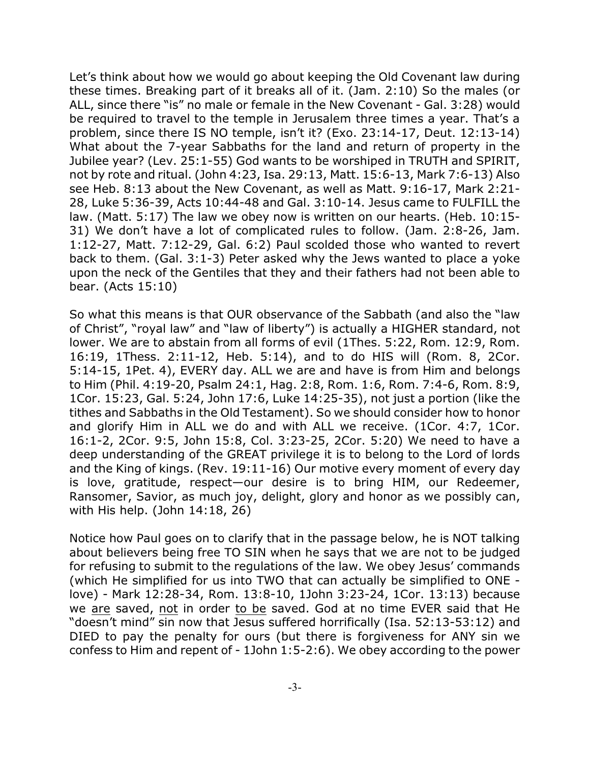Let's think about how we would go about keeping the Old Covenant law during these times. Breaking part of it breaks all of it. (Jam. 2:10) So the males (or ALL, since there "is" no male or female in the New Covenant - Gal. 3:28) would be required to travel to the temple in Jerusalem three times a year. That's a problem, since there IS NO temple, isn't it? (Exo. 23:14-17, Deut. 12:13-14) What about the 7-year Sabbaths for the land and return of property in the Jubilee year? (Lev. 25:1-55) God wants to be worshiped in TRUTH and SPIRIT, not by rote and ritual. (John 4:23, Isa. 29:13, Matt. 15:6-13, Mark 7:6-13) Also see Heb. 8:13 about the New Covenant, as well as Matt. 9:16-17, Mark 2:21-28, Luke 5:36-39, Acts 10:44-48 and Gal. 3:10-14. Jesus came to FULFILL the law. (Matt. 5:17) The law we obey now is written on our hearts. (Heb. 10:15-31) We don't have a lot of complicated rules to follow. (Jam. 2:8-26, Jam. 1:12-27, Matt. 7:12-29, Gal. 6:2) Paul scolded those who wanted to revert back to them. (Gal. 3:1-3) Peter asked why the Jews wanted to place a yoke upon the neck of the Gentiles that they and their fathers had not been able to bear. (Acts 15:10)

So what this means is that OUR observance of the Sabbath (and also the "law of Christ", "royal law" and "law of liberty") is actually a HIGHER standard, not lower. We are to abstain from all forms of evil (1Thes. 5:22, Rom. 12:9, Rom. 16:19, 1Thess. 2:11-12, Heb. 5:14), and to do HIS will (Rom. 8, 2Cor. 5:14-15, 1Pet. 4), EVERY day. ALL we are and have is from Him and belongs to Him (Phil. 4:19-20, Psalm 24:1, Hag. 2:8, Rom. 1:6, Rom. 7:4-6, Rom. 8:9, 1Cor. 15:23, Gal. 5:24, John 17:6, Luke 14:25-35), not just a portion (like the tithes and Sabbaths in the Old Testament). So we should consider how to honor and glorify Him in ALL we do and with ALL we receive. (1Cor. 4:7, 1Cor. 16:1-2, 2Cor. 9:5, John 15:8, Col. 3:23-25, 2Cor. 5:20) We need to have a deep understanding of the GREAT privilege it is to belong to the Lord of lords and the King of kings. (Rev. 19:11-16) Our motive every moment of every day is love, gratitude, respect—our desire is to bring HIM, our Redeemer, Ransomer, Savior, as much joy, delight, glory and honor as we possibly can, with His help. (John 14:18, 26)

Notice how Paul goes on to clarify that in the passage below, he is NOT talking about believers being free TO SIN when he says that we are not to be judged for refusing to submit to the regulations of the law. We obey Jesus' commands (which He simplified for us into TWO that can actually be simplified to ONE - love) - Mark 12:28-34, Rom. 13:8-10, 1John 3:23-24, 1Cor. 13:13) because we <u>are</u> saved, <u>not</u> in order <u>to be</u> saved. God at no time EVER said that He "doesn't mind" sin now that Jesus suffered horrifically (Isa. 52:13-53:12) and DIED to pay the penalty for ours (but there is forgiveness for ANY sin we confess to Him and repent of - 1John 1:5-2:6). We obey according to the power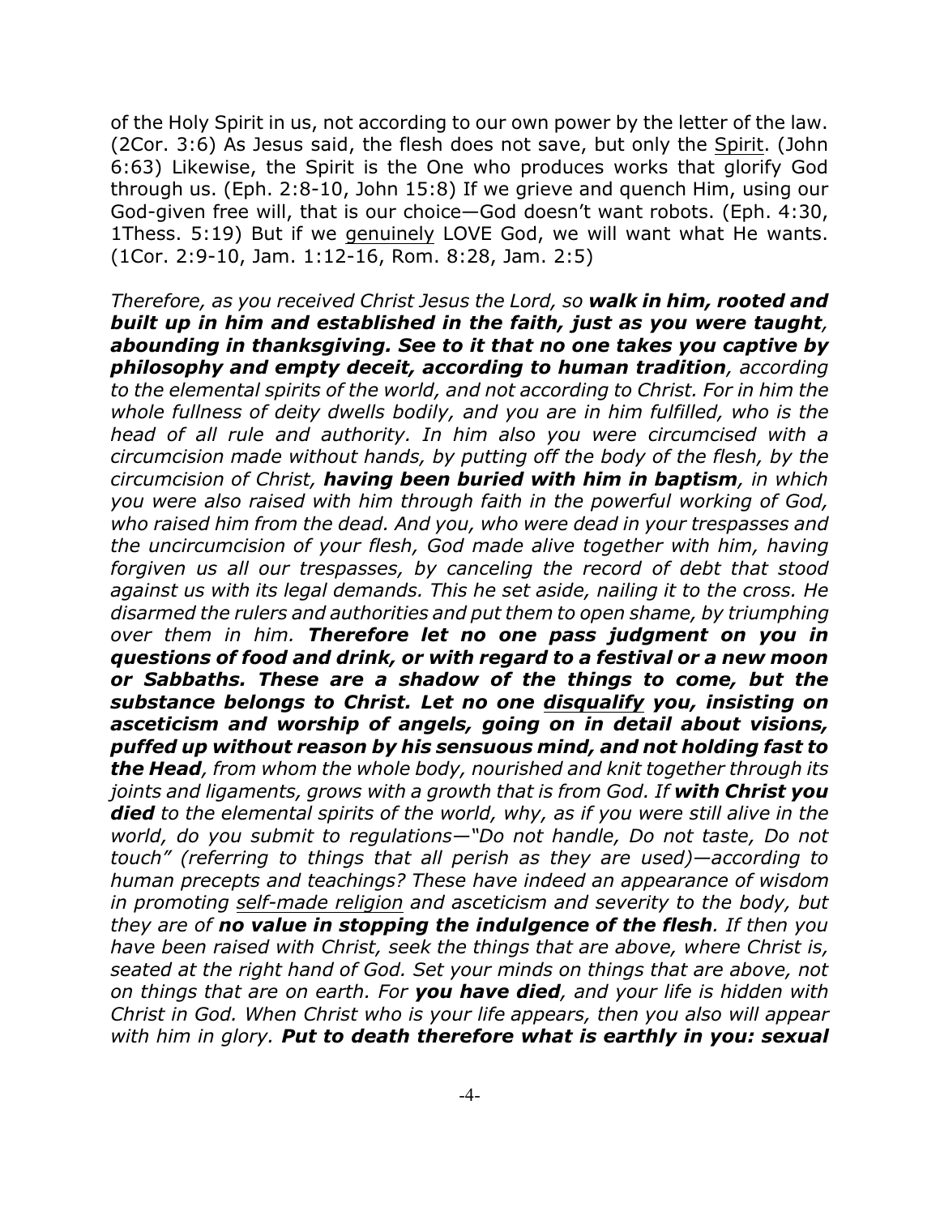of the Holy Spirit in us, not according to our own power by the letter of the law. (2Cor. 3:6) As Jesus said, the flesh does not save, but only the <u>Spirit</u>. (John 6:63) Likewise, the Spirit is the One who produces works that glorify God through us. (Eph. 2:8-10, John 15:8) If we grieve and quench Him, using our God-given free will, that is our choice—God doesn't want robots. (Eph. 4:30, 1Thess. 5:19) But if we <u>genuinely</u> LOVE God, we will want what He wants. (1Cor. 2:9-10, Jam. 1:12-16, Rom. 8:28, Jam. 2:5)

*Therefore, as you received Christ Jesus the Lord, so* ***walk in him, rooted and built up in him and established in the faith, just as you were taught****,* ***abounding in thanksgiving. See to it that no one takes you captive by philosophy and empty deceit, according to human tradition****, according to the elemental spirits of the world, and not according to Christ. For in him the whole fullness of deity dwells bodily, and you are in him fulfilled, who is the head of all rule and authority. In him also you were circumcised with a circumcision made without hands, by putting off the body of the flesh, by the circumcision of Christ,* ***having been buried with him in baptism****, in which you were also raised with him through faith in the powerful working of God, who raised him from the dead. And you, who were dead in your trespasses and the uncircumcision of your flesh, God made alive together with him, having forgiven us all our trespasses, by canceling the record of debt that stood against us with its legal demands. This he set aside, nailing it to the cross. He disarmed the rulers and authorities and put them to open shame, by triumphing over them in him.* ***Therefore let no one pass judgment on you in questions of food and drink, or with regard to a festival or a new moon or Sabbaths. These are a shadow of the things to come, but the substance belongs to Christ. Let no one <u>disqualify</u> you, insisting on asceticism and worship of angels, going on in detail about visions, puffed up without reason by his sensuous mind, and not holding fast to the Head****, from whom the whole body, nourished and knit together through its joints and ligaments, grows with a growth that is from God. If* ***with Christ you died*** *to the elemental spirits of the world, why, as if you were still alive in the world, do you submit to regulations—"Do not handle, Do not taste, Do not touch" (referring to things that all perish as they are used)—according to human precepts and teachings? These have indeed an appearance of wisdom in promoting <u>self-made religion</u> and asceticism and severity to the body, but they are of* ***no value in stopping the indulgence of the flesh****. If then you have been raised with Christ, seek the things that are above, where Christ is, seated at the right hand of God. Set your minds on things that are above, not on things that are on earth. For* ***you have died****, and your life is hidden with Christ in God. When Christ who is your life appears, then you also will appear with him in glory.* ***Put to death therefore what is earthly in you: sexual***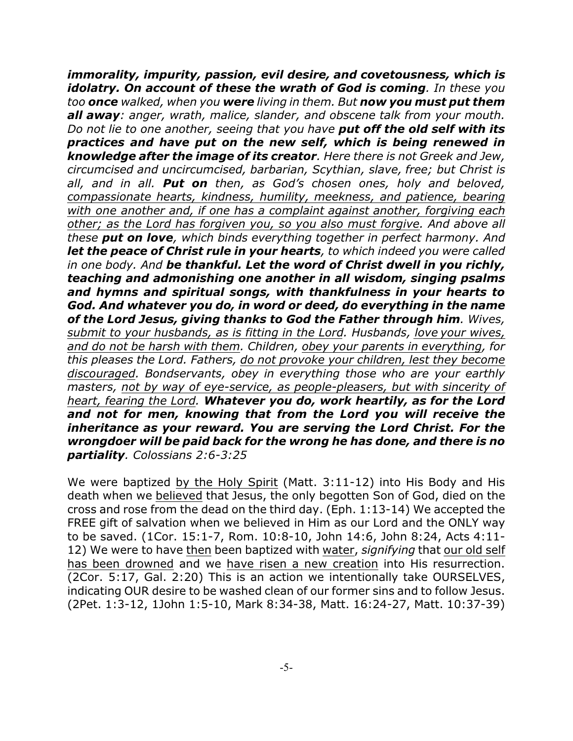***immorality, impurity, passion, evil desire, and covetousness, which is idolatry. On account of these the wrath of God is coming****. In these you too* ***once*** *walked, when you* ***were*** *living in them. But* ***now you must put them all away****: anger, wrath, malice, slander, and obscene talk from your mouth. Do not lie to one another, seeing that you have* ***put off the old self with its practices and have put on the new self, which is being renewed in knowledge after the image of its creator****. Here there is not Greek and Jew, circumcised and uncircumcised, barbarian, Scythian, slave, free; but Christ is all, and in all.* ***Put on*** *then, as God's chosen ones, holy and beloved, <u>compassionate hearts, kindness, humility, meekness, and patience, bearing with one another and, if one has a complaint against another, forgiving each other; as the Lord has forgiven you, so you also must forgive</u>. And above all these* ***put on love****, which binds everything together in perfect harmony. And* ***let the peace of Christ rule in your hearts****, to which indeed you were called in one body. And* ***be thankful. Let the word of Christ dwell in you richly, teaching and admonishing one another in all wisdom, singing psalms and hymns and spiritual songs, with thankfulness in your hearts to God. And whatever you do, in word or deed, do everything in the name of the Lord Jesus, giving thanks to God the Father through him****. Wives, <u>submit to your husbands, as is fitting in the Lord</u>. Husbands, <u>love your wives, and do not be harsh with them</u>. Children, <u>obey your parents in everything</u>, for this pleases the Lord. Fathers, <u>do not provoke your children, lest they become discouraged</u>. Bondservants, obey in everything those who are your earthly masters, <u>not by way of eye-service, as people-pleasers, but with sincerity of heart, fearing the Lord</u>.* ***Whatever you do, work heartily, as for the Lord and not for men, knowing that from the Lord you will receive the inheritance as your reward. You are serving the Lord Christ. For the wrongdoer will be paid back for the wrong he has done, and there is no partiality****. Colossians 2:6-3:25*

We were baptized <u>by the Holy Spirit</u> (Matt. 3:11-12) into His Body and His death when we <u>believed</u> that Jesus, the only begotten Son of God, died on the cross and rose from the dead on the third day. (Eph. 1:13-14) We accepted the FREE gift of salvation when we believed in Him as our Lord and the ONLY way to be saved. (1Cor. 15:1-7, Rom. 10:8-10, John 14:6, John 8:24, Acts 4:11-12) We were to have <u>then</u> been baptized with <u>water</u>, *signifying* that <u>our old self has been drowned</u> and we <u>have risen a new creation</u> into His resurrection. (2Cor. 5:17, Gal. 2:20) This is an action we intentionally take OURSELVES, indicating OUR desire to be washed clean of our former sins and to follow Jesus. (2Pet. 1:3-12, 1John 1:5-10, Mark 8:34-38, Matt. 16:24-27, Matt. 10:37-39)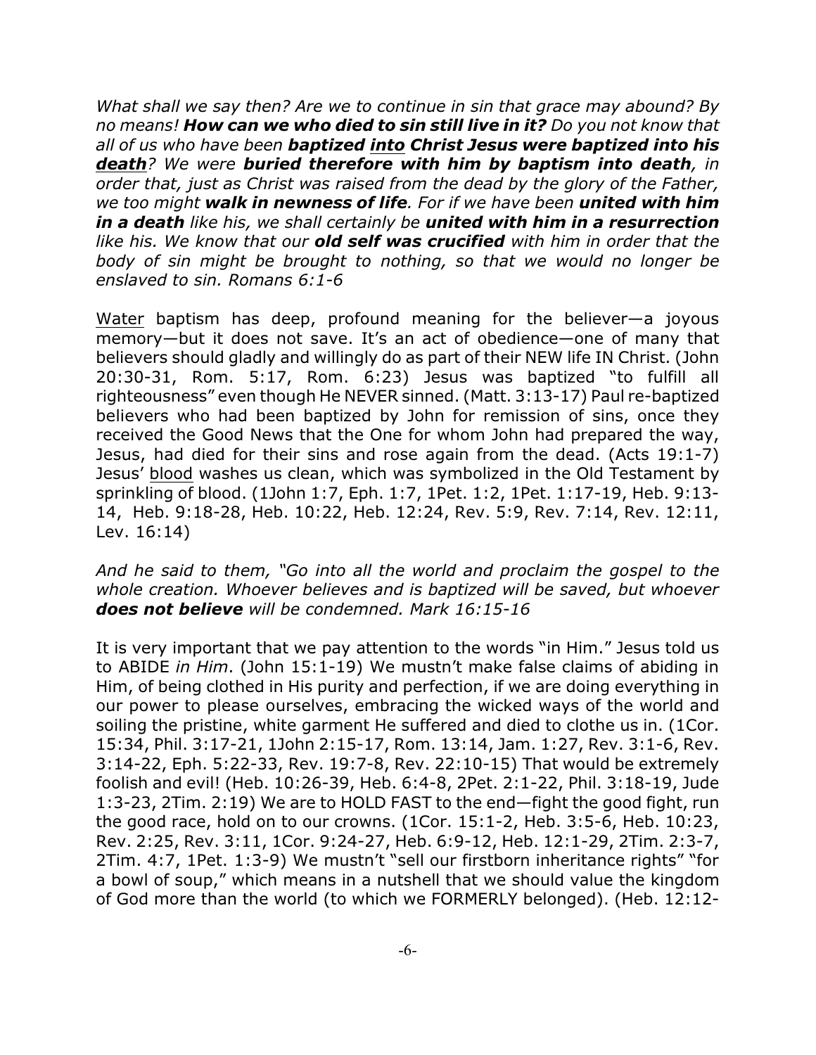*What shall we say then? Are we to continue in sin that grace may abound? By no means! **How can we who died to sin still live in it?** Do you not know that all of us who have been **baptized <u>into</u> Christ Jesus were baptized into his <u>death</u>**? We were **buried therefore with him by baptism into death**, in order that, just as Christ was raised from the dead by the glory of the Father, we too might **walk in newness of life**. For if we have been **united with him in a death** like his, we shall certainly be **united with him in a resurrection** like his. We know that our **old self was crucified** with him in order that the body of sin might be brought to nothing, so that we would no longer be enslaved to sin. Romans 6:1-6*

<u>Water</u> baptism has deep, profound meaning for the believer—a joyous memory—but it does not save. It's an act of obedience—one of many that believers should gladly and willingly do as part of their NEW life IN Christ. (John 20:30-31, Rom. 5:17, Rom. 6:23) Jesus was baptized "to fulfill all righteousness" even though He NEVER sinned. (Matt. 3:13-17) Paul re-baptized believers who had been baptized by John for remission of sins, once they received the Good News that the One for whom John had prepared the way, Jesus, had died for their sins and rose again from the dead. (Acts 19:1-7) Jesus' <u>blood</u> washes us clean, which was symbolized in the Old Testament by sprinkling of blood. (1John 1:7, Eph. 1:7, 1Pet. 1:2, 1Pet. 1:17-19, Heb. 9:13-14, Heb. 9:18-28, Heb. 10:22, Heb. 12:24, Rev. 5:9, Rev. 7:14, Rev. 12:11, Lev. 16:14)

*And he said to them, "Go into all the world and proclaim the gospel to the whole creation. Whoever believes and is baptized will be saved, but whoever **does not believe** will be condemned. Mark 16:15-16*

It is very important that we pay attention to the words "in Him." Jesus told us to ABIDE *in Him*. (John 15:1-19) We mustn't make false claims of abiding in Him, of being clothed in His purity and perfection, if we are doing everything in our power to please ourselves, embracing the wicked ways of the world and soiling the pristine, white garment He suffered and died to clothe us in. (1Cor. 15:34, Phil. 3:17-21, 1John 2:15-17, Rom. 13:14, Jam. 1:27, Rev. 3:1-6, Rev. 3:14-22, Eph. 5:22-33, Rev. 19:7-8, Rev. 22:10-15) That would be extremely foolish and evil! (Heb. 10:26-39, Heb. 6:4-8, 2Pet. 2:1-22, Phil. 3:18-19, Jude 1:3-23, 2Tim. 2:19) We are to HOLD FAST to the end—fight the good fight, run the good race, hold on to our crowns. (1Cor. 15:1-2, Heb. 3:5-6, Heb. 10:23, Rev. 2:25, Rev. 3:11, 1Cor. 9:24-27, Heb. 6:9-12, Heb. 12:1-29, 2Tim. 2:3-7, 2Tim. 4:7, 1Pet. 1:3-9) We mustn't "sell our firstborn inheritance rights" "for a bowl of soup," which means in a nutshell that we should value the kingdom of God more than the world (to which we FORMERLY belonged). (Heb. 12:12-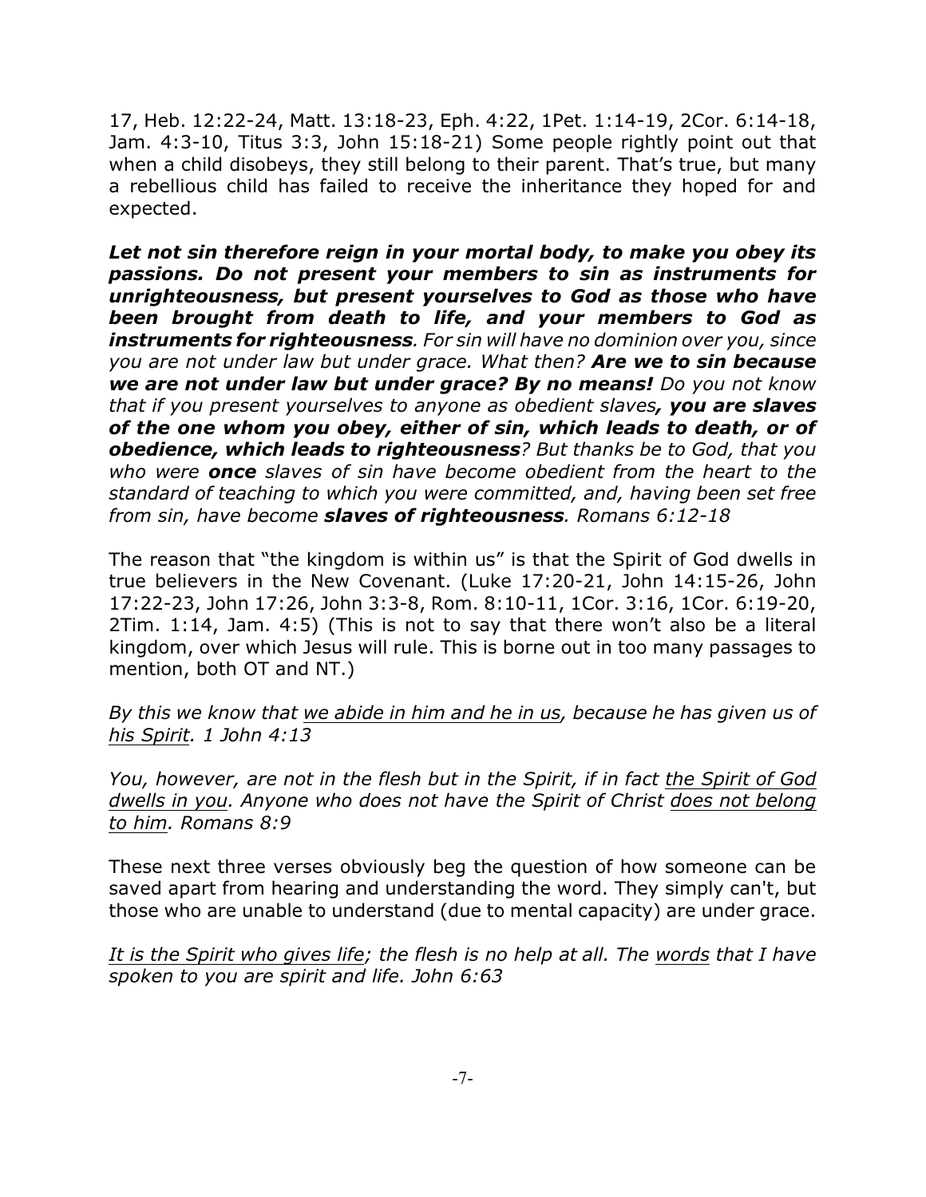17, Heb. 12:22-24, Matt. 13:18-23, Eph. 4:22, 1Pet. 1:14-19, 2Cor. 6:14-18, Jam. 4:3-10, Titus 3:3, John 15:18-21) Some people rightly point out that when a child disobeys, they still belong to their parent. That's true, but many a rebellious child has failed to receive the inheritance they hoped for and expected.

***Let not sin therefore reign in your mortal body, to make you obey its passions. Do not present your members to sin as instruments for unrighteousness, but present yourselves to God as those who have been brought from death to life, and your members to God as instruments for righteousness****. For sin will have no dominion over you, since you are not under law but under grace. What then?* ***Are we to sin because we are not under law but under grace? By no means!*** *Do you not know that if you present yourselves to anyone as obedient slaves****, you are slaves of the one whom you obey, either of sin, which leads to death, or of obedience, which leads to righteousness****? But thanks be to God, that you who were* ***once*** *slaves of sin have become obedient from the heart to the standard of teaching to which you were committed, and, having been set free from sin, have become* ***slaves of righteousness****. Romans 6:12-18*

The reason that "the kingdom is within us" is that the Spirit of God dwells in true believers in the New Covenant. (Luke 17:20-21, John 14:15-26, John 17:22-23, John 17:26, John 3:3-8, Rom. 8:10-11, 1Cor. 3:16, 1Cor. 6:19-20, 2Tim. 1:14, Jam. 4:5) (This is not to say that there won't also be a literal kingdom, over which Jesus will rule. This is borne out in too many passages to mention, both OT and NT.)

*By this we know that <u>we abide in him and he in us</u>, because he has given us of <u>his Spirit</u>. 1 John 4:13*

*You, however, are not in the flesh but in the Spirit, if in fact <u>the Spirit of God dwells in you</u>. Anyone who does not have the Spirit of Christ <u>does not belong to him</u>. Romans 8:9*

These next three verses obviously beg the question of how someone can be saved apart from hearing and understanding the word. They simply can't, but those who are unable to understand (due to mental capacity) are under grace.

*<u>It is the Spirit who gives life</u>; the flesh is no help at all. The <u>words</u> that I have spoken to you are spirit and life. John 6:63*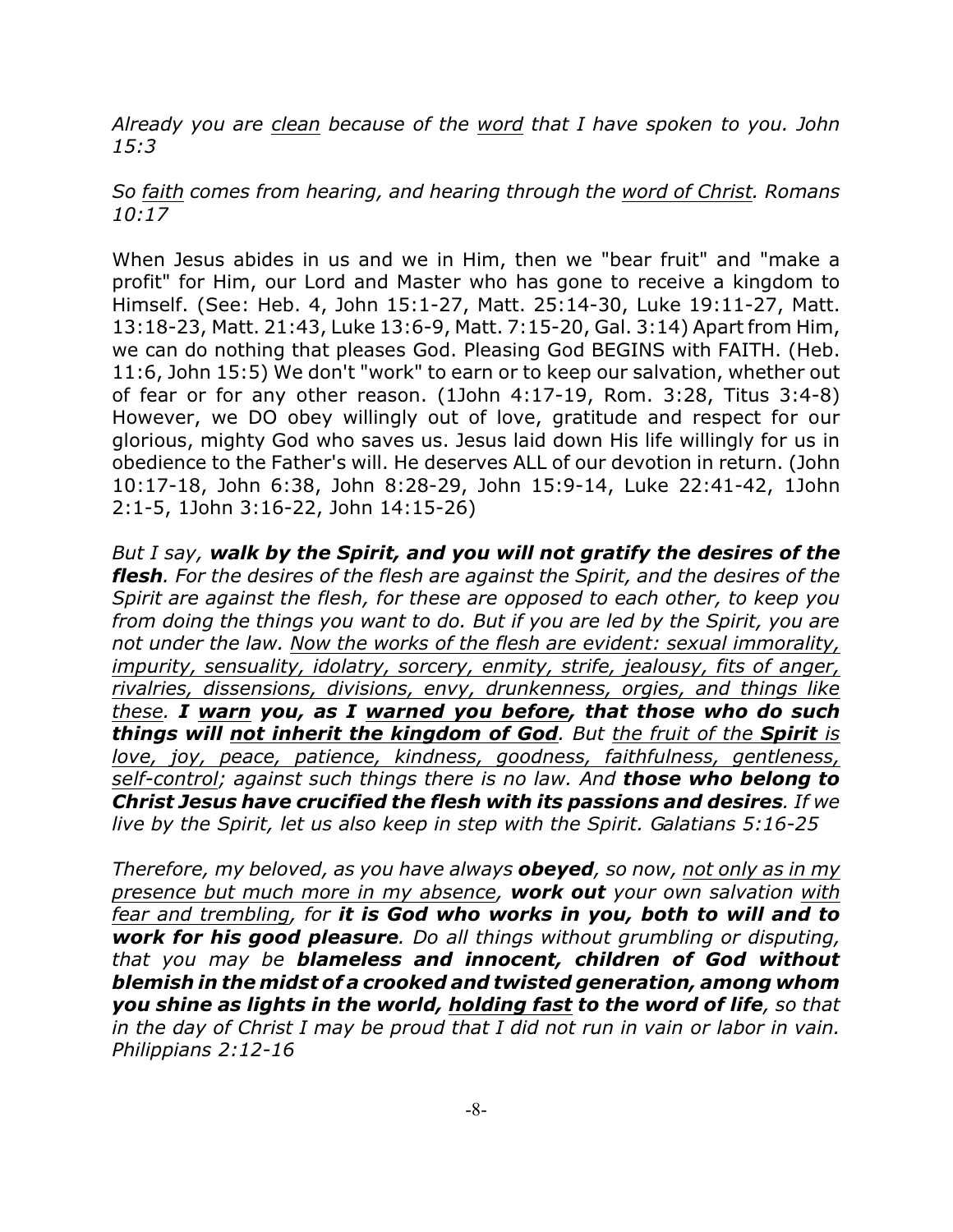*Already you are <u>clean</u> because of the <u>word</u> that I have spoken to you. John 15:3*

*So <u>faith</u> comes from hearing, and hearing through the <u>word of Christ</u>. Romans 10:17*

When Jesus abides in us and we in Him, then we "bear fruit" and "make a profit" for Him, our Lord and Master who has gone to receive a kingdom to Himself. (See: Heb. 4, John 15:1-27, Matt. 25:14-30, Luke 19:11-27, Matt. 13:18-23, Matt. 21:43, Luke 13:6-9, Matt. 7:15-20, Gal. 3:14) Apart from Him, we can do nothing that pleases God. Pleasing God BEGINS with FAITH. (Heb. 11:6, John 15:5) We don't "work" to earn or to keep our salvation, whether out of fear or for any other reason. (1John 4:17-19, Rom. 3:28, Titus 3:4-8) However, we DO obey willingly out of love, gratitude and respect for our glorious, mighty God who saves us. Jesus laid down His life willingly for us in obedience to the Father's will. He deserves ALL of our devotion in return. (John 10:17-18, John 6:38, John 8:28-29, John 15:9-14, Luke 22:41-42, 1John 2:1-5, 1John 3:16-22, John 14:15-26)

*But I say, **walk by the Spirit, and you will not gratify the desires of the flesh**. For the desires of the flesh are against the Spirit, and the desires of the Spirit are against the flesh, for these are opposed to each other, to keep you from doing the things you want to do. But if you are led by the Spirit, you are not under the law. <u>Now the works of the flesh are evident: sexual immorality, impurity, sensuality, idolatry, sorcery, enmity, strife, jealousy, fits of anger, rivalries, dissensions, divisions, envy, drunkenness, orgies, and things like these</u>. **I <u>warn</u> you, as I <u>warned you before</u>, that those who do such things will <u>not inherit the kingdom of God</u>**. But <u>the fruit of the **Spirit** is love, joy, peace, patience, kindness, goodness, faithfulness, gentleness, self-control</u>; against such things there is no law. And **those who belong to Christ Jesus have crucified the flesh with its passions and desires**. If we live by the Spirit, let us also keep in step with the Spirit. Galatians 5:16-25*

*Therefore, my beloved, as you have always **obeyed**, so now, <u>not only as in my presence but much more in my absence</u>, **work out** your own salvation <u>with fear and trembling</u>, for **it is God who works in you, both to will and to work for his good pleasure**. Do all things without grumbling or disputing, that you may be **blameless and innocent, children of God without blemish in the midst of a crooked and twisted generation, among whom you shine as lights in the world, <u>holding fast</u> to the word of life**, so that in the day of Christ I may be proud that I did not run in vain or labor in vain. Philippians 2:12-16*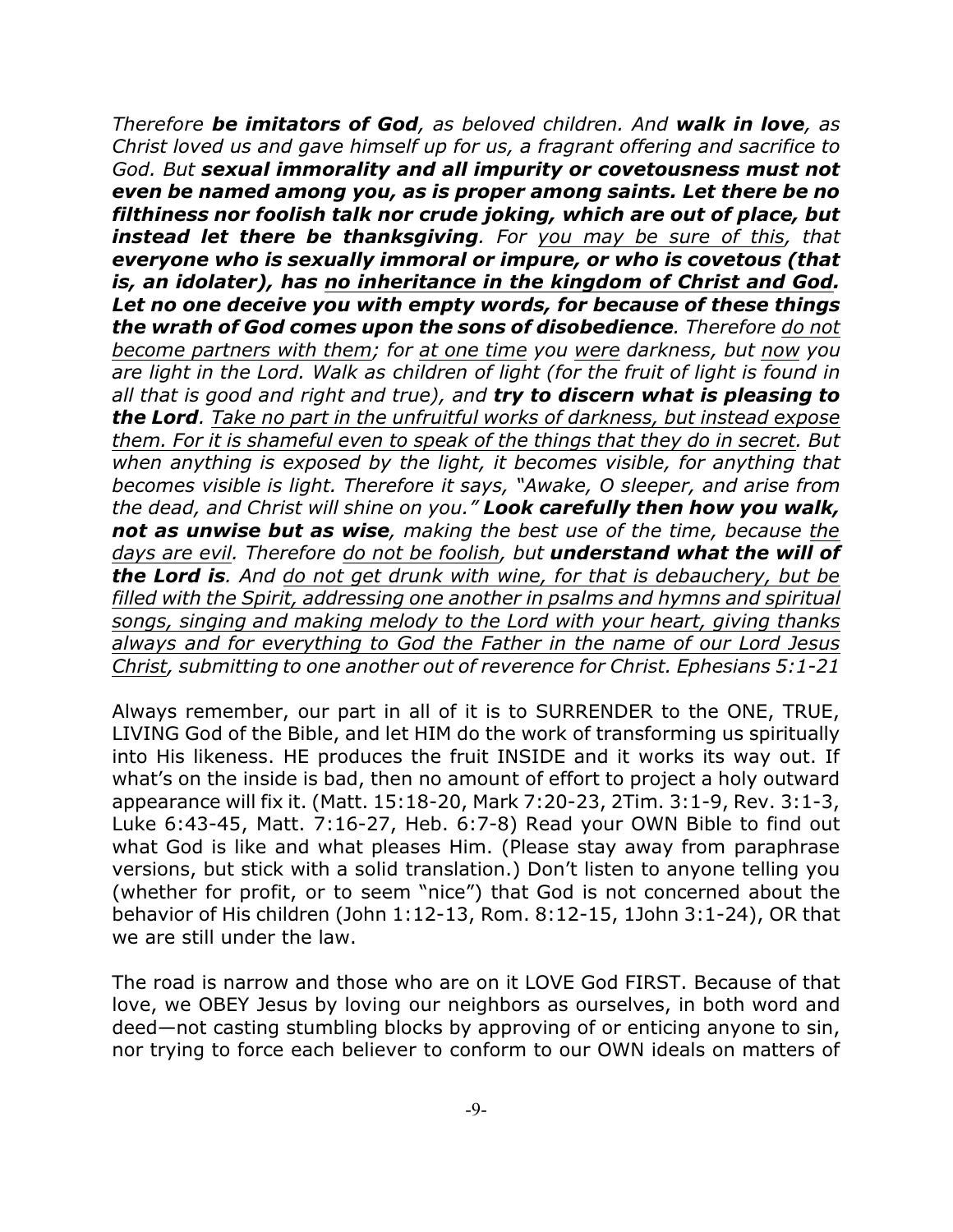*Therefore **be imitators of God**, as beloved children. And **walk in love**, as Christ loved us and gave himself up for us, a fragrant offering and sacrifice to God. But **sexual immorality and all impurity or covetousness must not even be named among you, as is proper among saints. Let there be no filthiness nor foolish talk nor crude joking, which are out of place, but instead let there be thanksgiving**. For <u>you may be sure of this</u>, that **everyone who is sexually immoral or impure, or who is covetous (that is, an idolater), has <u>no inheritance in the kingdom of Christ and God</u>. Let no one deceive you with empty words, for because of these things the wrath of God comes upon the sons of disobedience**. Therefore <u>do not become partners with them</u>; for <u>at one time</u> you <u>were</u> darkness, but <u>now</u> you are light in the Lord. Walk as children of light (for the fruit of light is found in all that is good and right and true), and **try to discern what is pleasing to the Lord**. <u>Take no part in the unfruitful works of darkness, but instead expose them. For it is shameful even to speak of the things that they do in secret.</u> But when anything is exposed by the light, it becomes visible, for anything that becomes visible is light. Therefore it says, "Awake, O sleeper, and arise from the dead, and Christ will shine on you." **Look carefully then how you walk, not as unwise but as wise**, making the best use of the time, because <u>the days are evil.</u> Therefore <u>do not be foolish</u>, but **understand what the will of the Lord is**. And <u>do not get drunk with wine, for that is debauchery, but be filled with the Spirit, addressing one another in psalms and hymns and spiritual songs, singing and making melody to the Lord with your heart, giving thanks always and for everything to God the Father in the name of our Lord Jesus Christ</u>, submitting to one another out of reverence for Christ. Ephesians 5:1-21*

Always remember, our part in all of it is to SURRENDER to the ONE, TRUE, LIVING God of the Bible, and let HIM do the work of transforming us spiritually into His likeness. HE produces the fruit INSIDE and it works its way out. If what's on the inside is bad, then no amount of effort to project a holy outward appearance will fix it. (Matt. 15:18-20, Mark 7:20-23, 2Tim. 3:1-9, Rev. 3:1-3, Luke 6:43-45, Matt. 7:16-27, Heb. 6:7-8) Read your OWN Bible to find out what God is like and what pleases Him. (Please stay away from paraphrase versions, but stick with a solid translation.) Don't listen to anyone telling you (whether for profit, or to seem "nice") that God is not concerned about the behavior of His children (John 1:12-13, Rom. 8:12-15, 1John 3:1-24), OR that we are still under the law.

The road is narrow and those who are on it LOVE God FIRST. Because of that love, we OBEY Jesus by loving our neighbors as ourselves, in both word and deed—not casting stumbling blocks by approving of or enticing anyone to sin, nor trying to force each believer to conform to our OWN ideals on matters of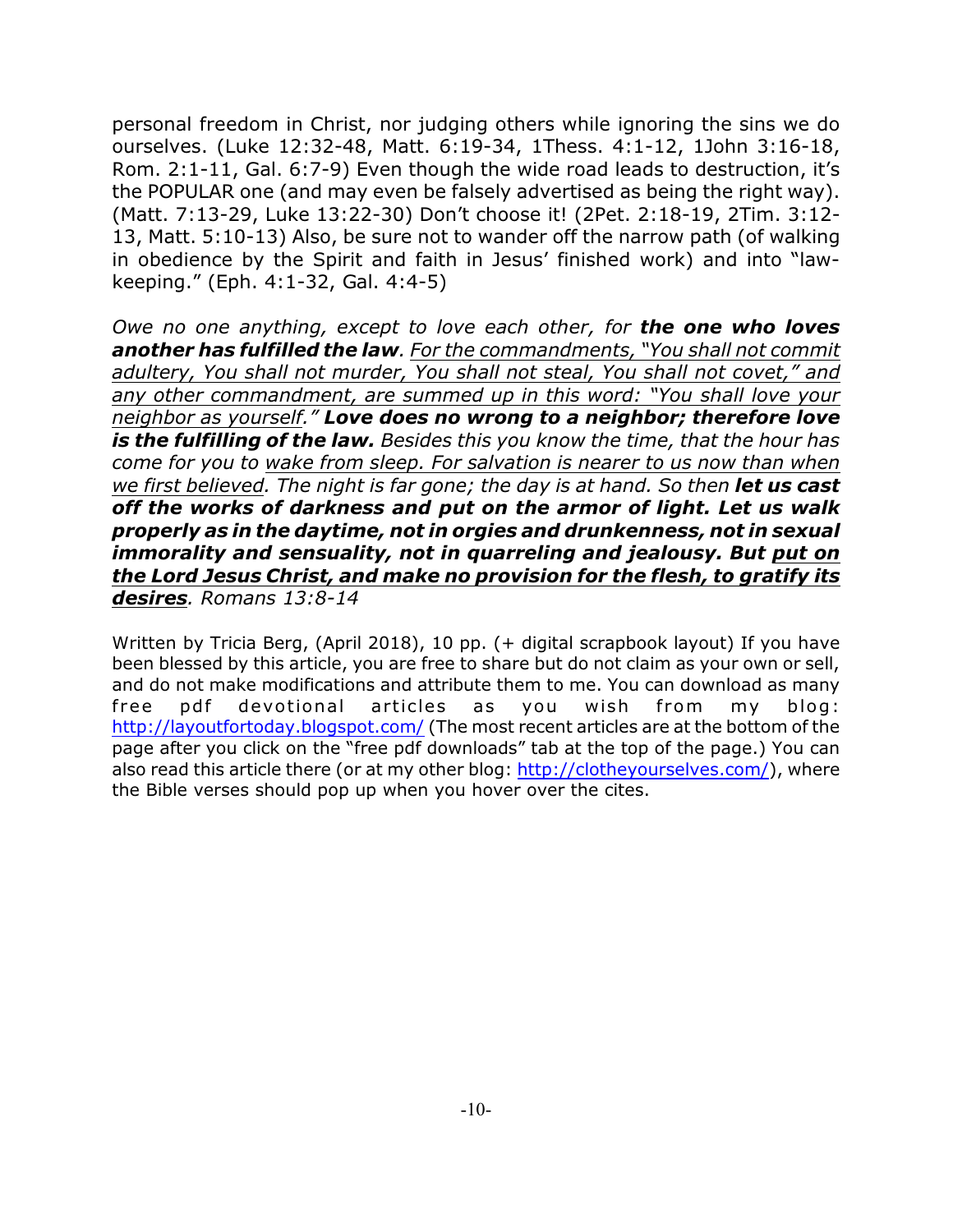personal freedom in Christ, nor judging others while ignoring the sins we do ourselves. (Luke 12:32-48, Matt. 6:19-34, 1Thess. 4:1-12, 1John 3:16-18, Rom. 2:1-11, Gal. 6:7-9) Even though the wide road leads to destruction, it's the POPULAR one (and may even be falsely advertised as being the right way). (Matt. 7:13-29, Luke 13:22-30) Don't choose it! (2Pet. 2:18-19, 2Tim. 3:12-13, Matt. 5:10-13) Also, be sure not to wander off the narrow path (of walking in obedience by the Spirit and faith in Jesus' finished work) and into "law-keeping." (Eph. 4:1-32, Gal. 4:4-5)

*Owe no one anything, except to love each other, for **the one who loves another has fulfilled the law**. <u>For the commandments, "You shall not commit adultery, You shall not murder, You shall not steal, You shall not covet," and any other commandment, are summed up in this word: "You shall love your neighbor as yourself."</u> **Love does no wrong to a neighbor; therefore love is the fulfilling of the law.** Besides this you know the time, that the hour has come for you to <u>wake from sleep. For salvation is nearer to us now than when we first believed</u>. The night is far gone; the day is at hand. So then **let us cast off the works of darkness and put on the armor of light. Let us walk properly as in the daytime, not in orgies and drunkenness, not in sexual immorality and sensuality, not in quarreling and jealousy. But <u>put on the Lord Jesus Christ, and make no provision for the flesh, to gratify its desires</u>**. Romans 13:8-14*

Written by Tricia Berg, (April 2018), 10 pp. (+ digital scrapbook layout) If you have been blessed by this article, you are free to share but do not claim as your own or sell, and do not make modifications and attribute them to me. You can download as many free pdf devotional articles as you wish from my blog: http://layoutfortoday.blogspot.com/ (The most recent articles are at the bottom of the page after you click on the "free pdf downloads" tab at the top of the page.) You can also read this article there (or at my other blog: http://clotheyourselves.com/), where the Bible verses should pop up when you hover over the cites.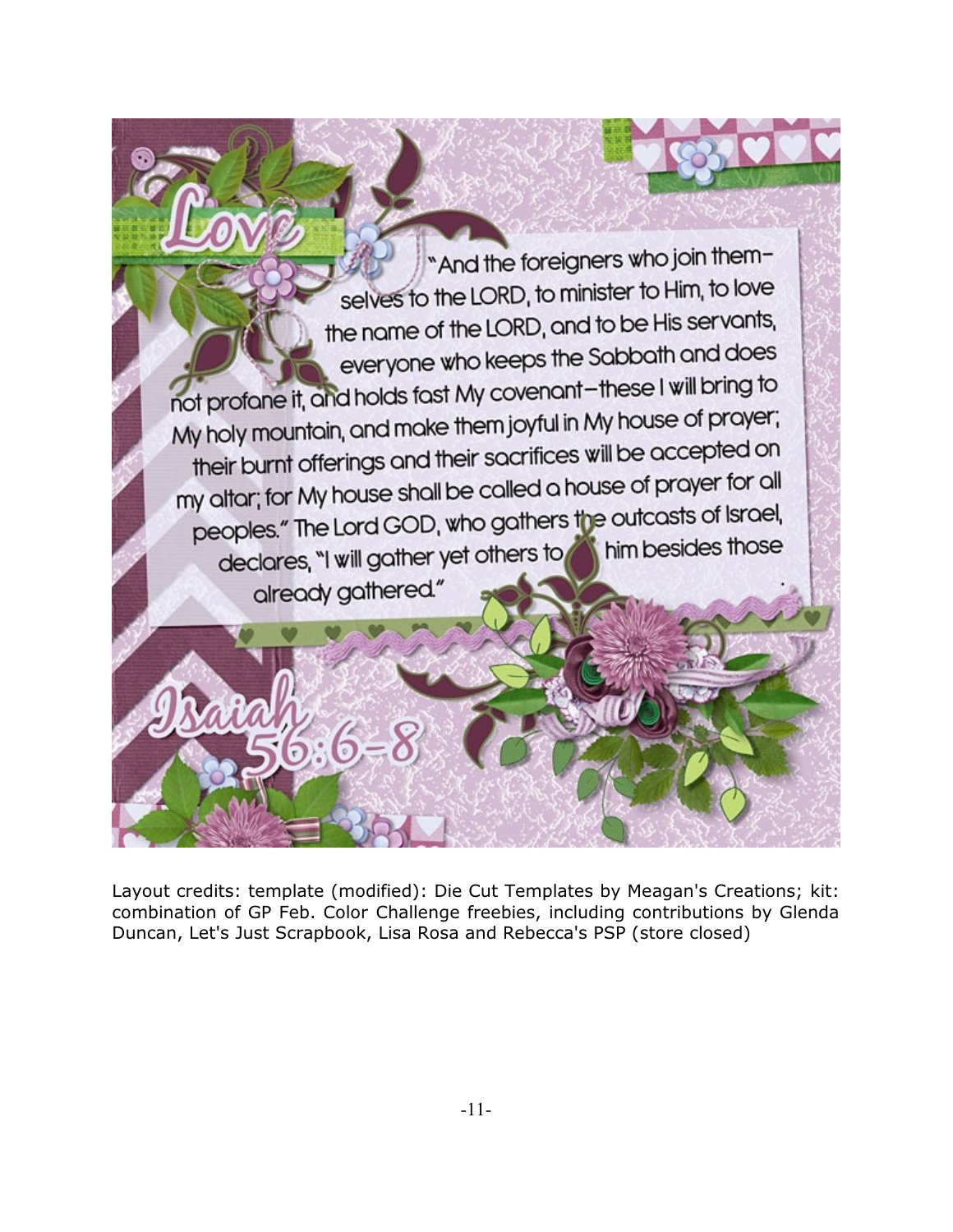Love

"And the foreigners who join themselves to the LORD, to minister to Him, to love the name of the LORD, and to be His servants, everyone who keeps the Sabbath and does not profane it, and holds fast My covenant—these I will bring to My holy mountain, and make them joyful in My house of prayer; their burnt offerings and their sacrifices will be accepted on my altar; for My house shall be called a house of prayer for all peoples." The Lord GOD, who gathers the outcasts of Israel, declares, "I will gather yet others to him besides those already gathered."

Isaiah 56:6-8

Layout credits: template (modified): Die Cut Templates by Meagan's Creations; kit: combination of GP Feb. Color Challenge freebies, including contributions by Glenda Duncan, Let's Just Scrapbook, Lisa Rosa and Rebecca's PSP (store closed)